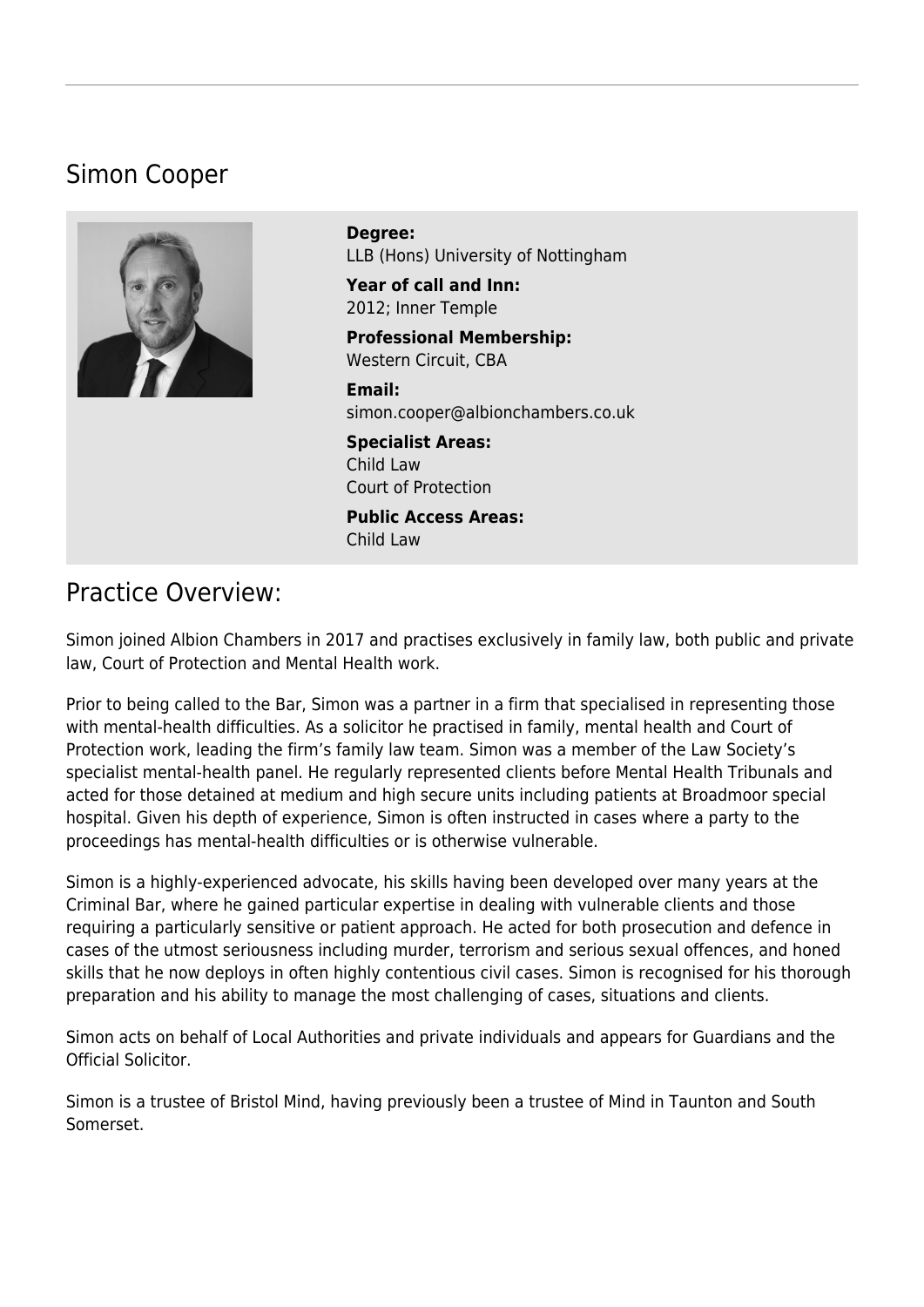## Simon Cooper

**Degree:**
LLB (Hons) University of Nottingham

**Year of call and Inn:**
2012; Inner Temple

**Professional Membership:**
Western Circuit, CBA

**Email:**
simon.cooper@albionchambers.co.uk

**Specialist Areas:**
Child Law
Court of Protection

**Public Access Areas:**
Child Law

## Practice Overview:

Simon joined Albion Chambers in 2017 and practises exclusively in family law, both public and private law, Court of Protection and Mental Health work.

Prior to being called to the Bar, Simon was a partner in a firm that specialised in representing those with mental-health difficulties. As a solicitor he practised in family, mental health and Court of Protection work, leading the firm's family law team. Simon was a member of the Law Society's specialist mental-health panel. He regularly represented clients before Mental Health Tribunals and acted for those detained at medium and high secure units including patients at Broadmoor special hospital. Given his depth of experience, Simon is often instructed in cases where a party to the proceedings has mental-health difficulties or is otherwise vulnerable.

Simon is a highly-experienced advocate, his skills having been developed over many years at the Criminal Bar, where he gained particular expertise in dealing with vulnerable clients and those requiring a particularly sensitive or patient approach. He acted for both prosecution and defence in cases of the utmost seriousness including murder, terrorism and serious sexual offences, and honed skills that he now deploys in often highly contentious civil cases. Simon is recognised for his thorough preparation and his ability to manage the most challenging of cases, situations and clients.

Simon acts on behalf of Local Authorities and private individuals and appears for Guardians and the Official Solicitor.

Simon is a trustee of Bristol Mind, having previously been a trustee of Mind in Taunton and South Somerset.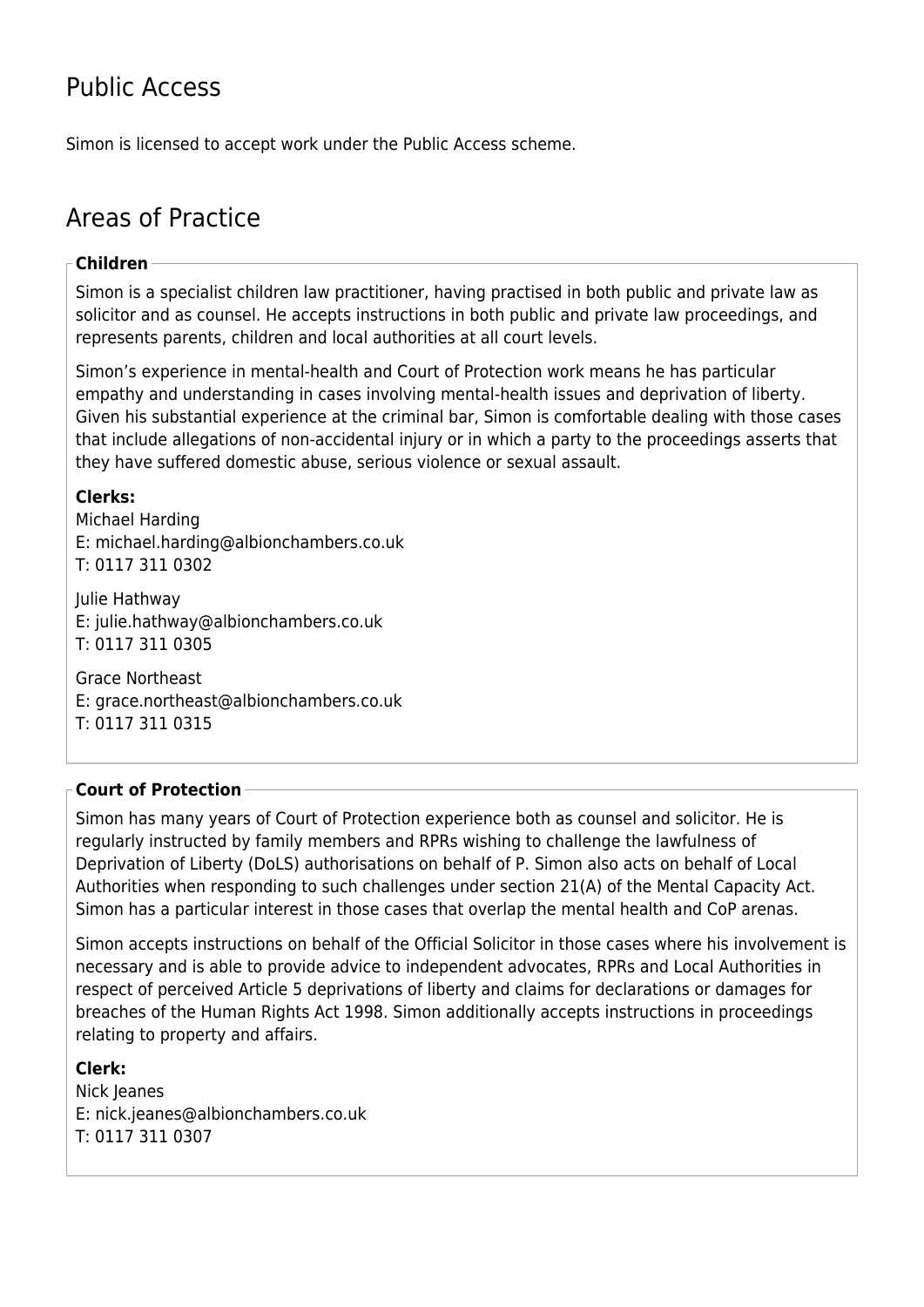## Public Access

Simon is licensed to accept work under the Public Access scheme.

## Areas of Practice

### Children

Simon is a specialist children law practitioner, having practised in both public and private law as solicitor and as counsel. He accepts instructions in both public and private law proceedings, and represents parents, children and local authorities at all court levels.

Simon's experience in mental-health and Court of Protection work means he has particular empathy and understanding in cases involving mental-health issues and deprivation of liberty. Given his substantial experience at the criminal bar, Simon is comfortable dealing with those cases that include allegations of non-accidental injury or in which a party to the proceedings asserts that they have suffered domestic abuse, serious violence or sexual assault.

**Clerks:**
Michael Harding
E: michael.harding@albionchambers.co.uk
T: 0117 311 0302

Julie Hathway
E: julie.hathway@albionchambers.co.uk
T: 0117 311 0305

Grace Northeast
E: grace.northeast@albionchambers.co.uk
T: 0117 311 0315

### Court of Protection

Simon has many years of Court of Protection experience both as counsel and solicitor. He is regularly instructed by family members and RPRs wishing to challenge the lawfulness of Deprivation of Liberty (DoLS) authorisations on behalf of P. Simon also acts on behalf of Local Authorities when responding to such challenges under section 21(A) of the Mental Capacity Act. Simon has a particular interest in those cases that overlap the mental health and CoP arenas.

Simon accepts instructions on behalf of the Official Solicitor in those cases where his involvement is necessary and is able to provide advice to independent advocates, RPRs and Local Authorities in respect of perceived Article 5 deprivations of liberty and claims for declarations or damages for breaches of the Human Rights Act 1998. Simon additionally accepts instructions in proceedings relating to property and affairs.

**Clerk:**
Nick Jeanes
E: nick.jeanes@albionchambers.co.uk
T: 0117 311 0307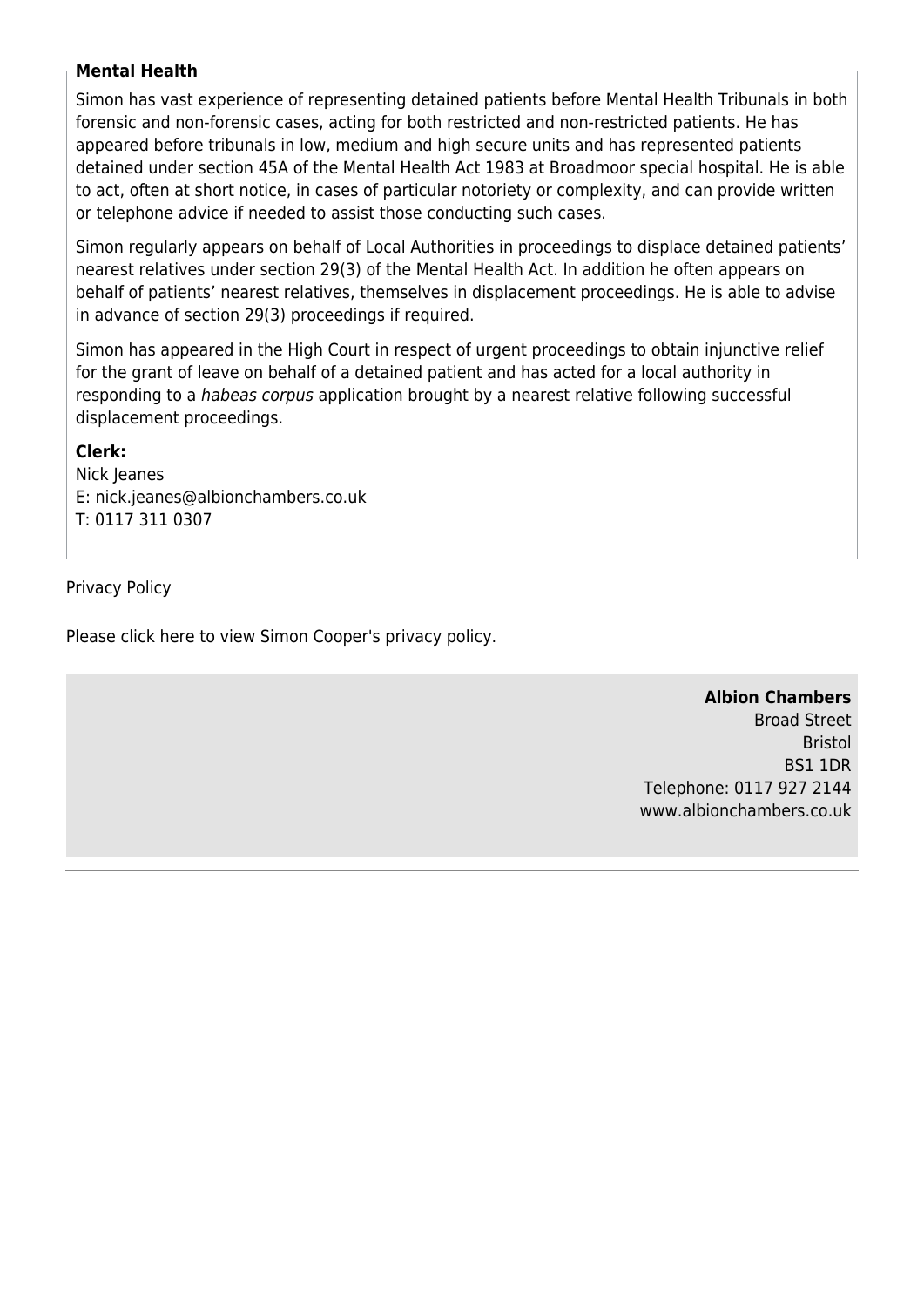## Mental Health

Simon has vast experience of representing detained patients before Mental Health Tribunals in both forensic and non-forensic cases, acting for both restricted and non-restricted patients. He has appeared before tribunals in low, medium and high secure units and has represented patients detained under section 45A of the Mental Health Act 1983 at Broadmoor special hospital. He is able to act, often at short notice, in cases of particular notoriety or complexity, and can provide written or telephone advice if needed to assist those conducting such cases.

Simon regularly appears on behalf of Local Authorities in proceedings to displace detained patients' nearest relatives under section 29(3) of the Mental Health Act. In addition he often appears on behalf of patients' nearest relatives, themselves in displacement proceedings. He is able to advise in advance of section 29(3) proceedings if required.

Simon has appeared in the High Court in respect of urgent proceedings to obtain injunctive relief for the grant of leave on behalf of a detained patient and has acted for a local authority in responding to a *habeas corpus* application brought by a nearest relative following successful displacement proceedings.

**Clerk:**
Nick Jeanes
E: nick.jeanes@albionchambers.co.uk
T: 0117 311 0307

Privacy Policy

Please click here to view Simon Cooper's privacy policy.

**Albion Chambers**
Broad Street
Bristol
BS1 1DR
Telephone: 0117 927 2144
www.albionchambers.co.uk